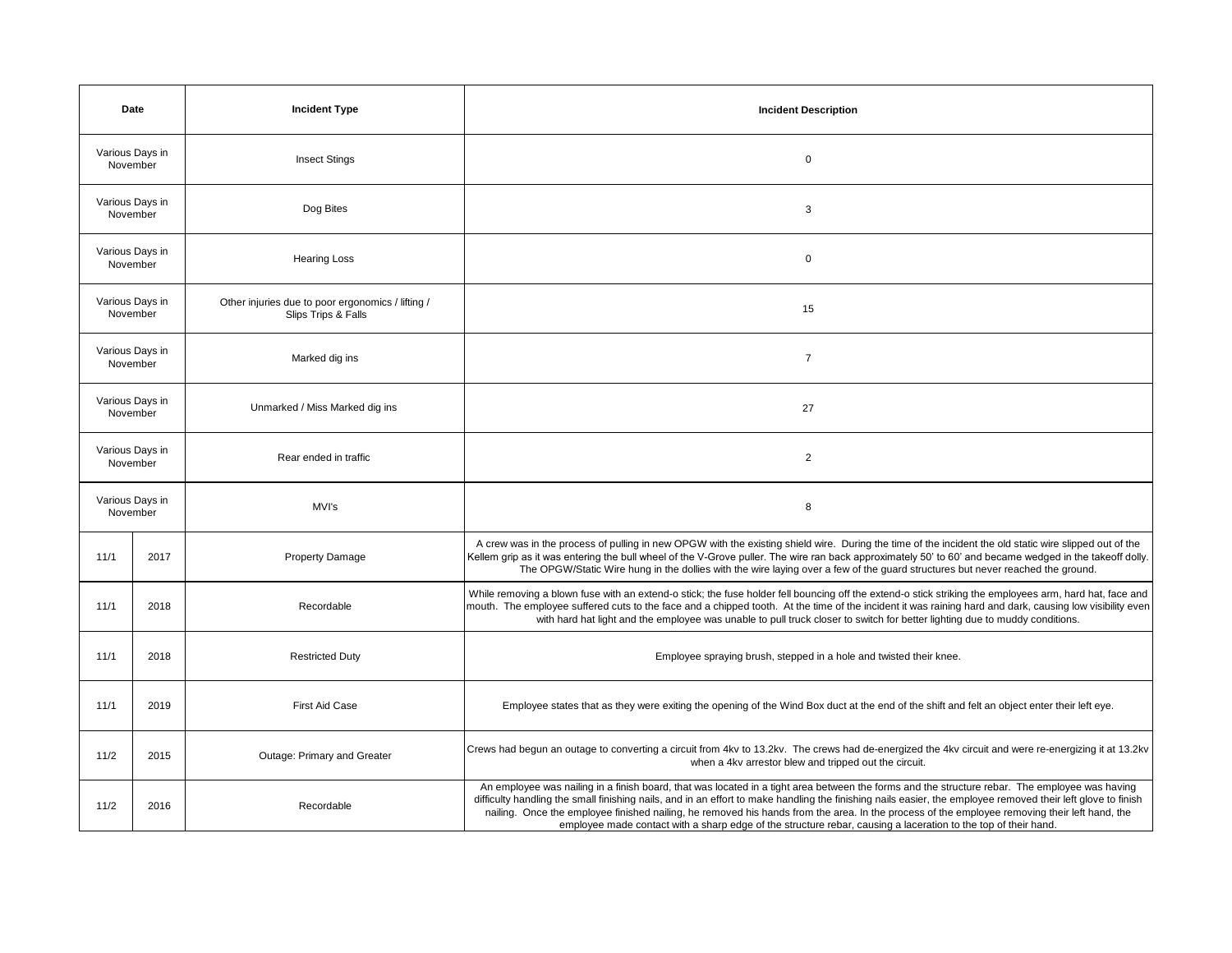| Date | | Incident Type | Incident Description |
|---|---|---|---|
| Various Days in November | | Insect Stings | 0 |
| Various Days in November | | Dog Bites | 3 |
| Various Days in November | | Hearing Loss | 0 |
| Various Days in November | | Other injuries due to poor ergonomics / lifting / Slips Trips & Falls | 15 |
| Various Days in November | | Marked dig ins | 7 |
| Various Days in November | | Unmarked / Miss Marked dig ins | 27 |
| Various Days in November | | Rear ended in traffic | 2 |
| Various Days in November | | MVI's | 8 |
| 11/1 | 2017 | Property Damage | A crew was in the process of pulling in new OPGW with the existing shield wire. During the time of the incident the old static wire slipped out of the Kellem grip as it was entering the bull wheel of the V-Grove puller. The wire ran back approximately 50' to 60' and became wedged in the takeoff dolly. The OPGW/Static Wire hung in the dollies with the wire laying over a few of the guard structures but never reached the ground. |
| 11/1 | 2018 | Recordable | While removing a blown fuse with an extend-o stick; the fuse holder fell bouncing off the extend-o stick striking the employees arm, hard hat, face and mouth. The employee suffered cuts to the face and a chipped tooth. At the time of the incident it was raining hard and dark, causing low visibility even with hard hat light and the employee was unable to pull truck closer to switch for better lighting due to muddy conditions. |
| 11/1 | 2018 | Restricted Duty | Employee spraying brush, stepped in a hole and twisted their knee. |
| 11/1 | 2019 | First Aid Case | Employee states that as they were exiting the opening of the Wind Box duct at the end of the shift and felt an object enter their left eye. |
| 11/2 | 2015 | Outage: Primary and Greater | Crews had begun an outage to converting a circuit from 4kv to 13.2kv. The crews had de-energized the 4kv circuit and were re-energizing it at 13.2kv when a 4kv arrestor blew and tripped out the circuit. |
| 11/2 | 2016 | Recordable | An employee was nailing in a finish board, that was located in a tight area between the forms and the structure rebar. The employee was having difficulty handling the small finishing nails, and in an effort to make handling the finishing nails easier, the employee removed their left glove to finish nailing. Once the employee finished nailing, he removed his hands from the area. In the process of the employee removing their left hand, the employee made contact with a sharp edge of the structure rebar, causing a laceration to the top of their hand. |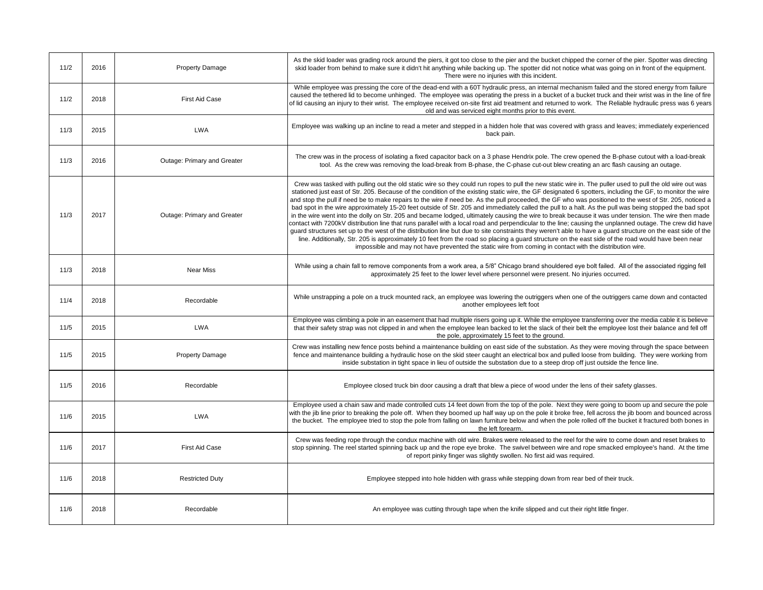| | | | |
|---|---|---|---|
| 11/2 | 2016 | Property Damage | As the skid loader was grading rock around the piers, it got too close to the pier and the bucket chipped the corner of the pier. Spotter was directing skid loader from behind to make sure it didn't hit anything while backing up. The spotter did not notice what was going on in front of the equipment. There were no injuries with this incident. |
| 11/2 | 2018 | First Aid Case | While employee was pressing the core of the dead-end with a 60T hydraulic press, an internal mechanism failed and the stored energy from failure caused the tethered lid to become unhinged. The employee was operating the press in a bucket of a bucket truck and their wrist was in the line of fire of lid causing an injury to their wrist. The employee received on-site first aid treatment and returned to work. The Reliable hydraulic press was 6 years old and was serviced eight months prior to this event. |
| 11/3 | 2015 | LWA | Employee was walking up an incline to read a meter and stepped in a hidden hole that was covered with grass and leaves; immediately experienced back pain. |
| 11/3 | 2016 | Outage: Primary and Greater | The crew was in the process of isolating a fixed capacitor back on a 3 phase Hendrix pole. The crew opened the B-phase cutout with a load-break tool. As the crew was removing the load-break from B-phase, the C-phase cut-out blew creating an arc flash causing an outage. |
| 11/3 | 2017 | Outage: Primary and Greater | Crew was tasked with pulling out the old static wire so they could run ropes to pull the new static wire in. The puller used to pull the old wire out was stationed just east of Str. 205. Because of the condition of the existing static wire, the GF designated 6 spotters, including the GF, to monitor the wire and stop the pull if need be to make repairs to the wire if need be. As the pull proceeded, the GF who was positioned to the west of Str. 205, noticed a bad spot in the wire approximately 15-20 feet outside of Str. 205 and immediately called the pull to a halt. As the pull was being stopped the bad spot in the wire went into the dolly on Str. 205 and became lodged, ultimately causing the wire to break because it was under tension. The wire then made contact with 7200kV distribution line that runs parallel with a local road and perpendicular to the line; causing the unplanned outage. The crew did have guard structures set up to the west of the distribution line but due to site constraints they weren't able to have a guard structure on the east side of the line. Additionally, Str. 205 is approximately 10 feet from the road so placing a guard structure on the east side of the road would have been near impossible and may not have prevented the static wire from coming in contact with the distribution wire. |
| 11/3 | 2018 | Near Miss | While using a chain fall to remove components from a work area, a 5/8" Chicago brand shouldered eye bolt failed. All of the associated rigging fell approximately 25 feet to the lower level where personnel were present. No injuries occurred. |
| 11/4 | 2018 | Recordable | While unstrapping a pole on a truck mounted rack, an employee was lowering the outriggers when one of the outriggers came down and contacted another employees left foot |
| 11/5 | 2015 | LWA | Employee was climbing a pole in an easement that had multiple risers going up it. While the employee transferring over the media cable it is believe that their safety strap was not clipped in and when the employee lean backed to let the slack of their belt the employee lost their balance and fell off the pole, approximately 15 feet to the ground. |
| 11/5 | 2015 | Property Damage | Crew was installing new fence posts behind a maintenance building on east side of the substation. As they were moving through the space between fence and maintenance building a hydraulic hose on the skid steer caught an electrical box and pulled loose from building. They were working from inside substation in tight space in lieu of outside the substation due to a steep drop off just outside the fence line. |
| 11/5 | 2016 | Recordable | Employee closed truck bin door causing a draft that blew a piece of wood under the lens of their safety glasses. |
| 11/6 | 2015 | LWA | Employee used a chain saw and made controlled cuts 14 feet down from the top of the pole. Next they were going to boom up and secure the pole with the jib line prior to breaking the pole off. When they boomed up half way up on the pole it broke free, fell across the jib boom and bounced across the bucket. The employee tried to stop the pole from falling on lawn furniture below and when the pole rolled off the bucket it fractured both bones in the left forearm. |
| 11/6 | 2017 | First Aid Case | Crew was feeding rope through the condux machine with old wire. Brakes were released to the reel for the wire to come down and reset brakes to stop spinning. The reel started spinning back up and the rope eye broke. The swivel between wire and rope smacked employee's hand. At the time of report pinky finger was slightly swollen. No first aid was required. |
| 11/6 | 2018 | Restricted Duty | Employee stepped into hole hidden with grass while stepping down from rear bed of their truck. |
| 11/6 | 2018 | Recordable | An employee was cutting through tape when the knife slipped and cut their right little finger. |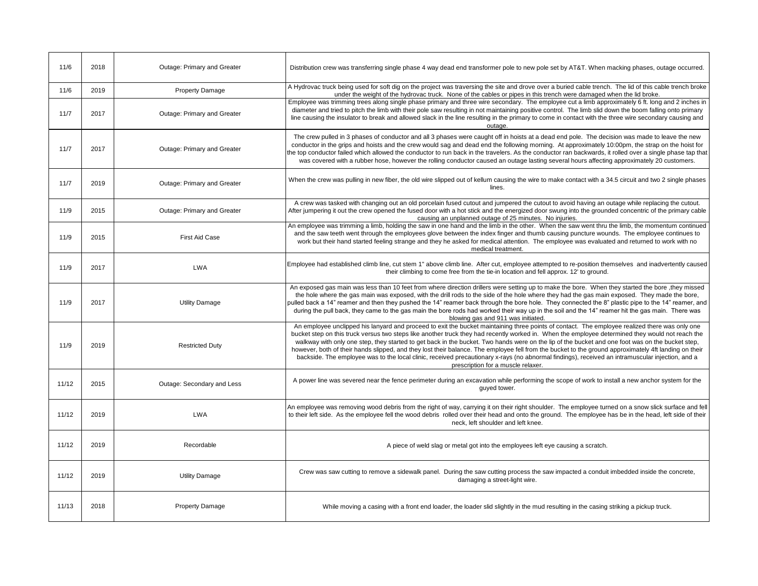| | | | |
|---|---|---|---|
| 11/6 | 2018 | Outage: Primary and Greater | Distribution crew was transferring single phase 4 way dead end transformer pole to new pole set by AT&T. When macking phases, outage occurred. |
| 11/6 | 2019 | Property Damage | A Hydrovac truck being used for soft dig on the project was traversing the site and drove over a buried cable trench. The lid of this cable trench broke under the weight of the hydrovac truck. None of the cables or pipes in this trench were damaged when the lid broke. |
| 11/7 | 2017 | Outage: Primary and Greater | Employee was trimming trees along single phase primary and three wire secondary. The employee cut a limb approximately 6 ft. long and 2 inches in diameter and tried to pitch the limb with their pole saw resulting in not maintaining positive control. The limb slid down the boom falling onto primary line causing the insulator to break and allowed slack in the line resulting in the primary to come in contact with the three wire secondary causing and outage. |
| 11/7 | 2017 | Outage: Primary and Greater | The crew pulled in 3 phases of conductor and all 3 phases were caught off in hoists at a dead end pole. The decision was made to leave the new conductor in the grips and hoists and the crew would sag and dead end the following morning. At approximately 10:00pm, the strap on the hoist for the top conductor failed which allowed the conductor to run back in the travelers. As the conductor ran backwards, it rolled over a single phase tap that was covered with a rubber hose, however the rolling conductor caused an outage lasting several hours affecting approximately 20 customers. |
| 11/7 | 2019 | Outage: Primary and Greater | When the crew was pulling in new fiber, the old wire slipped out of kellum causing the wire to make contact with a 34.5 circuit and two 2 single phases lines. |
| 11/9 | 2015 | Outage: Primary and Greater | A crew was tasked with changing out an old porcelain fused cutout and jumpered the cutout to avoid having an outage while replacing the cutout. After jumpering it out the crew opened the fused door with a hot stick and the energized door swung into the grounded concentric of the primary cable causing an unplanned outage of 25 minutes. No injuries. |
| 11/9 | 2015 | First Aid Case | An employee was trimming a limb, holding the saw in one hand and the limb in the other. When the saw went thru the limb, the momentum continued and the saw teeth went through the employees glove between the index finger and thumb causing puncture wounds. The employee continues to work but their hand started feeling strange and they he asked for medical attention. The employee was evaluated and returned to work with no medical treatment. |
| 11/9 | 2017 | LWA | Employee had established climb line, cut stem 1" above climb line. After cut, employee attempted to re-position themselves and inadvertently caused their climbing to come free from the tie-in location and fell approx. 12' to ground. |
| 11/9 | 2017 | Utility Damage | An exposed gas main was less than 10 feet from where direction drillers were setting up to make the bore. When they started the bore ,they missed the hole where the gas main was exposed, with the drill rods to the side of the hole where they had the gas main exposed. They made the bore, pulled back a 14" reamer and then they pushed the 14" reamer back through the bore hole. They connected the 8" plastic pipe to the 14" reamer, and during the pull back, they came to the gas main the bore rods had worked their way up in the soil and the 14" reamer hit the gas main. There was blowing gas and 911 was initiated. |
| 11/9 | 2019 | Restricted Duty | An employee unclipped his lanyard and proceed to exit the bucket maintaining three points of contact. The employee realized there was only one bucket step on this truck versus two steps like another truck they had recently worked in. When the employee determined they would not reach the walkway with only one step, they started to get back in the bucket. Two hands were on the lip of the bucket and one foot was on the bucket step, however, both of their hands slipped, and they lost their balance. The employee fell from the bucket to the ground approximately 4ft landing on their backside. The employee was to the local clinic, received precautionary x-rays (no abnormal findings), received an intramuscular injection, and a prescription for a muscle relaxer. |
| 11/12 | 2015 | Outage: Secondary and Less | A power line was severed near the fence perimeter during an excavation while performing the scope of work to install a new anchor system for the guyed tower. |
| 11/12 | 2019 | LWA | An employee was removing wood debris from the right of way, carrying it on their right shoulder. The employee turned on a snow slick surface and fell to their left side. As the employee fell the wood debris rolled over their head and onto the ground. The employee has be in the head, left side of their neck, left shoulder and left knee. |
| 11/12 | 2019 | Recordable | A piece of weld slag or metal got into the employees left eye causing a scratch. |
| 11/12 | 2019 | Utility Damage | Crew was saw cutting to remove a sidewalk panel. During the saw cutting process the saw impacted a conduit imbedded inside the concrete, damaging a street-light wire. |
| 11/13 | 2018 | Property Damage | While moving a casing with a front end loader, the loader slid slightly in the mud resulting in the casing striking a pickup truck. |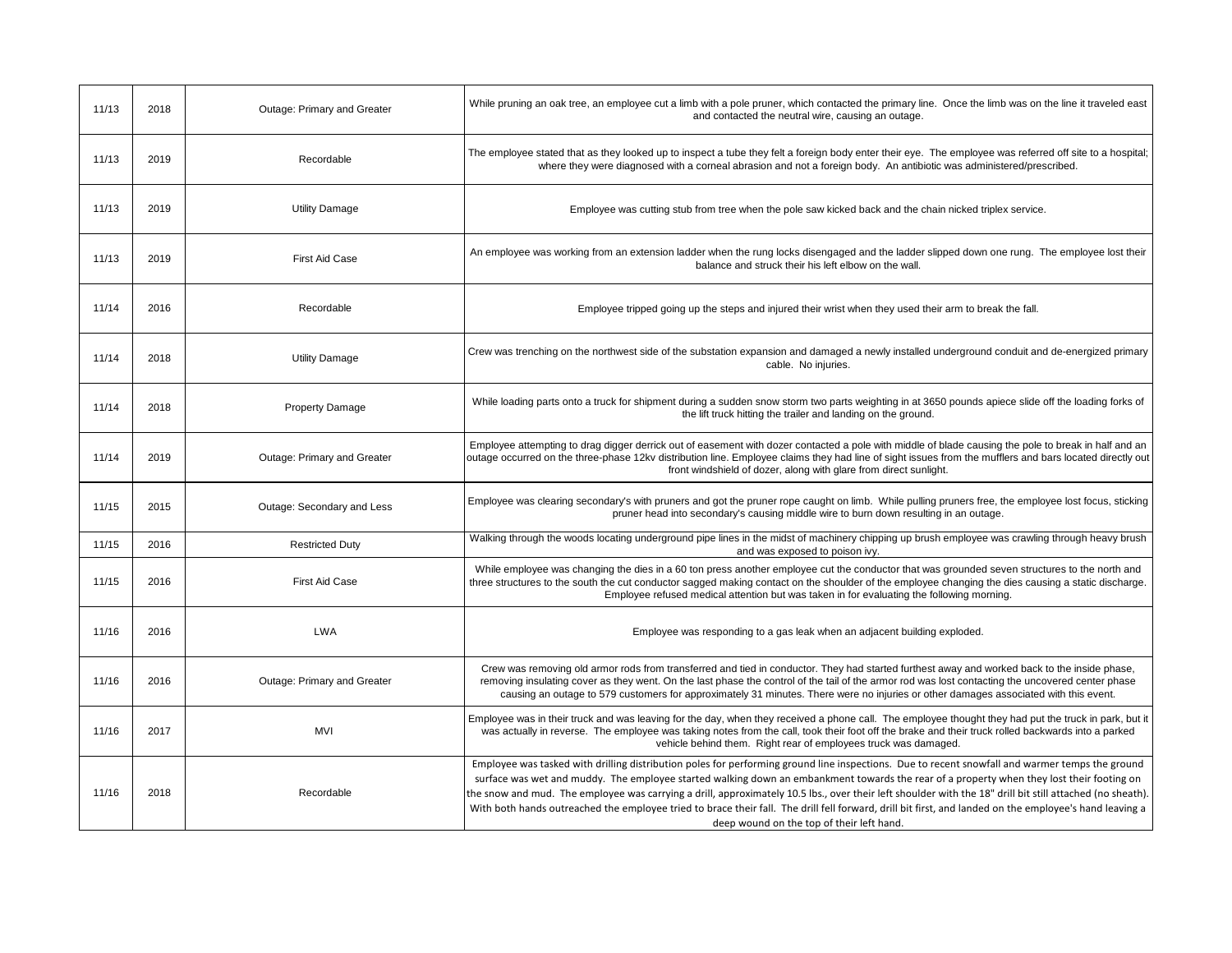| | | | |
|---|---|---|---|
| 11/13 | 2018 | Outage: Primary and Greater | While pruning an oak tree, an employee cut a limb with a pole pruner, which contacted the primary line. Once the limb was on the line it traveled east and contacted the neutral wire, causing an outage. |
| 11/13 | 2019 | Recordable | The employee stated that as they looked up to inspect a tube they felt a foreign body enter their eye. The employee was referred off site to a hospital; where they were diagnosed with a corneal abrasion and not a foreign body. An antibiotic was administered/prescribed. |
| 11/13 | 2019 | Utility Damage | Employee was cutting stub from tree when the pole saw kicked back and the chain nicked triplex service. |
| 11/13 | 2019 | First Aid Case | An employee was working from an extension ladder when the rung locks disengaged and the ladder slipped down one rung. The employee lost their balance and struck their his left elbow on the wall. |
| 11/14 | 2016 | Recordable | Employee tripped going up the steps and injured their wrist when they used their arm to break the fall. |
| 11/14 | 2018 | Utility Damage | Crew was trenching on the northwest side of the substation expansion and damaged a newly installed underground conduit and de-energized primary cable. No injuries. |
| 11/14 | 2018 | Property Damage | While loading parts onto a truck for shipment during a sudden snow storm two parts weighting in at 3650 pounds apiece slide off the loading forks of the lift truck hitting the trailer and landing on the ground. |
| 11/14 | 2019 | Outage: Primary and Greater | Employee attempting to drag digger derrick out of easement with dozer contacted a pole with middle of blade causing the pole to break in half and an outage occurred on the three-phase 12kv distribution line. Employee claims they had line of sight issues from the mufflers and bars located directly out front windshield of dozer, along with glare from direct sunlight. |
| 11/15 | 2015 | Outage: Secondary and Less | Employee was clearing secondary's with pruners and got the pruner rope caught on limb. While pulling pruners free, the employee lost focus, sticking pruner head into secondary's causing middle wire to burn down resulting in an outage. |
| 11/15 | 2016 | Restricted Duty | Walking through the woods locating underground pipe lines in the midst of machinery chipping up brush employee was crawling through heavy brush and was exposed to poison ivy. |
| 11/15 | 2016 | First Aid Case | While employee was changing the dies in a 60 ton press another employee cut the conductor that was grounded seven structures to the north and three structures to the south the cut conductor sagged making contact on the shoulder of the employee changing the dies causing a static discharge. Employee refused medical attention but was taken in for evaluating the following morning. |
| 11/16 | 2016 | LWA | Employee was responding to a gas leak when an adjacent building exploded. |
| 11/16 | 2016 | Outage: Primary and Greater | Crew was removing old armor rods from transferred and tied in conductor. They had started furthest away and worked back to the inside phase, removing insulating cover as they went. On the last phase the control of the tail of the armor rod was lost contacting the uncovered center phase causing an outage to 579 customers for approximately 31 minutes. There were no injuries or other damages associated with this event. |
| 11/16 | 2017 | MVI | Employee was in their truck and was leaving for the day, when they received a phone call. The employee thought they had put the truck in park, but it was actually in reverse. The employee was taking notes from the call, took their foot off the brake and their truck rolled backwards into a parked vehicle behind them. Right rear of employees truck was damaged. |
| 11/16 | 2018 | Recordable | Employee was tasked with drilling distribution poles for performing ground line inspections. Due to recent snowfall and warmer temps the ground surface was wet and muddy. The employee started walking down an embankment towards the rear of a property when they lost their footing on the snow and mud. The employee was carrying a drill, approximately 10.5 lbs., over their left shoulder with the 18" drill bit still attached (no sheath). With both hands outreached the employee tried to brace their fall. The drill fell forward, drill bit first, and landed on the employee's hand leaving a deep wound on the top of their left hand. |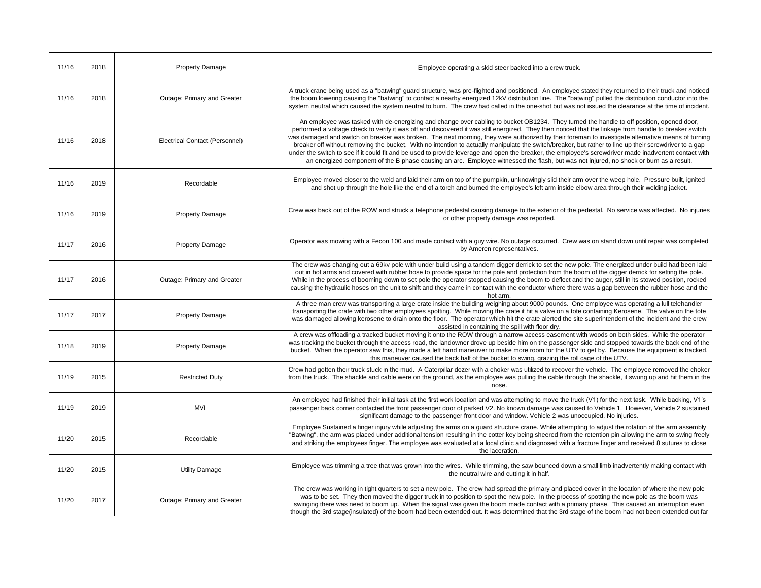| | | | |
|---|---|---|---|
| 11/16 | 2018 | Property Damage | Employee operating a skid steer backed into a crew truck. |
| 11/16 | 2018 | Outage: Primary and Greater | A truck crane being used as a "batwing" guard structure, was pre-flighted and positioned. An employee stated they returned to their truck and noticed the boom lowering causing the "batwing" to contact a nearby energized 12kV distribution line. The "batwing" pulled the distribution conductor into the system neutral which caused the system neutral to burn. The crew had called in the one-shot but was not issued the clearance at the time of incident. |
| 11/16 | 2018 | Electrical Contact (Personnel) | An employee was tasked with de-energizing and change over cabling to bucket OB1234. They turned the handle to off position, opened door, performed a voltage check to verify it was off and discovered it was still energized. They then noticed that the linkage from handle to breaker switch was damaged and switch on breaker was broken. The next morning, they were authorized by their foreman to investigate alternative means of turning breaker off without removing the bucket. With no intention to actually manipulate the switch/breaker, but rather to line up their screwdriver to a gap under the switch to see if it could fit and be used to provide leverage and open the breaker, the employee's screwdriver made inadvertent contact with an energized component of the B phase causing an arc. Employee witnessed the flash, but was not injured, no shock or burn as a result. |
| 11/16 | 2019 | Recordable | Employee moved closer to the weld and laid their arm on top of the pumpkin, unknowingly slid their arm over the weep hole. Pressure built, ignited and shot up through the hole like the end of a torch and burned the employee's left arm inside elbow area through their welding jacket. |
| 11/16 | 2019 | Property Damage | Crew was back out of the ROW and struck a telephone pedestal causing damage to the exterior of the pedestal. No service was affected. No injuries or other property damage was reported. |
| 11/17 | 2016 | Property Damage | Operator was mowing with a Fecon 100 and made contact with a guy wire. No outage occurred. Crew was on stand down until repair was completed by Ameren representatives. |
| 11/17 | 2016 | Outage: Primary and Greater | The crew was changing out a 69kv pole with under build using a tandem digger derrick to set the new pole. The energized under build had been laid out in hot arms and covered with rubber hose to provide space for the pole and protection from the boom of the digger derrick for setting the pole. While in the process of booming down to set pole the operator stopped causing the boom to deflect and the auger, still in its stowed position, rocked causing the hydraulic hoses on the unit to shift and they came in contact with the conductor where there was a gap between the rubber hose and the hot arm. |
| 11/17 | 2017 | Property Damage | A three man crew was transporting a large crate inside the building weighing about 9000 pounds. One employee was operating a lull telehandler transporting the crate with two other employees spotting. While moving the crate it hit a valve on a tote containing Kerosene. The valve on the tote was damaged allowing kerosene to drain onto the floor. The operator which hit the crate alerted the site superintendent of the incident and the crew assisted in containing the spill with floor dry. |
| 11/18 | 2019 | Property Damage | A crew was offloading a tracked bucket moving it onto the ROW through a narrow access easement with woods on both sides. While the operator was tracking the bucket through the access road, the landowner drove up beside him on the passenger side and stopped towards the back end of the bucket. When the operator saw this, they made a left hand maneuver to make more room for the UTV to get by. Because the equipment is tracked, this maneuver caused the back half of the bucket to swing, grazing the roll cage of the UTV. |
| 11/19 | 2015 | Restricted Duty | Crew had gotten their truck stuck in the mud. A Caterpillar dozer with a choker was utilized to recover the vehicle. The employee removed the choker from the truck. The shackle and cable were on the ground, as the employee was pulling the cable through the shackle, it swung up and hit them in the nose. |
| 11/19 | 2019 | MVI | An employee had finished their initial task at the first work location and was attempting to move the truck (V1) for the next task. While backing, V1's passenger back corner contacted the front passenger door of parked V2. No known damage was caused to Vehicle 1. However, Vehicle 2 sustained significant damage to the passenger front door and window. Vehicle 2 was unoccupied. No injuries. |
| 11/20 | 2015 | Recordable | Employee Sustained a finger injury while adjusting the arms on a guard structure crane. While attempting to adjust the rotation of the arm assembly "Batwing", the arm was placed under additional tension resulting in the cotter key being sheered from the retention pin allowing the arm to swing freely and striking the employees finger. The employee was evaluated at a local clinic and diagnosed with a fracture finger and received 8 sutures to close the laceration. |
| 11/20 | 2015 | Utility Damage | Employee was trimming a tree that was grown into the wires. While trimming, the saw bounced down a small limb inadvertently making contact with the neutral wire and cutting it in half. |
| 11/20 | 2017 | Outage: Primary and Greater | The crew was working in tight quarters to set a new pole. The crew had spread the primary and placed cover in the location of where the new pole was to be set. They then moved the digger truck in to position to spot the new pole. In the process of spotting the new pole as the boom was swinging there was need to boom up. When the signal was given the boom made contact with a primary phase. This caused an interruption even though the 3rd stage(insulated) of the boom had been extended out. It was determined that the 3rd stage of the boom had not been extended out far |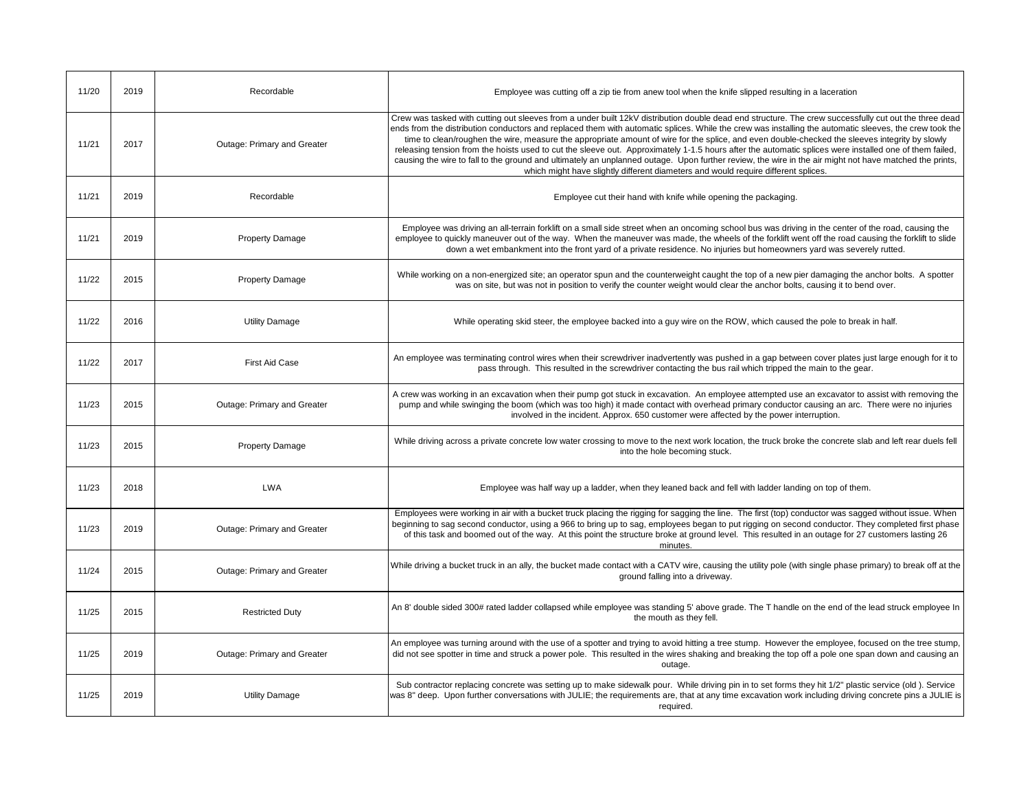| | | | |
|---|---|---|---|
| 11/20 | 2019 | Recordable | Employee was cutting off a zip tie from anew tool when the knife slipped resulting in a laceration |
| 11/21 | 2017 | Outage: Primary and Greater | Crew was tasked with cutting out sleeves from a under built 12kV distribution double dead end structure. The crew successfully cut out the three dead ends from the distribution conductors and replaced them with automatic splices. While the crew was installing the automatic sleeves, the crew took the time to clean/roughen the wire, measure the appropriate amount of wire for the splice, and even double-checked the sleeves integrity by slowly releasing tension from the hoists used to cut the sleeve out. Approximately 1-1.5 hours after the automatic splices were installed one of them failed, causing the wire to fall to the ground and ultimately an unplanned outage. Upon further review, the wire in the air might not have matched the prints, which might have slightly different diameters and would require different splices. |
| 11/21 | 2019 | Recordable | Employee cut their hand with knife while opening the packaging. |
| 11/21 | 2019 | Property Damage | Employee was driving an all-terrain forklift on a small side street when an oncoming school bus was driving in the center of the road, causing the employee to quickly maneuver out of the way. When the maneuver was made, the wheels of the forklift went off the road causing the forklift to slide down a wet embankment into the front yard of a private residence. No injuries but homeowners yard was severely rutted. |
| 11/22 | 2015 | Property Damage | While working on a non-energized site; an operator spun and the counterweight caught the top of a new pier damaging the anchor bolts. A spotter was on site, but was not in position to verify the counter weight would clear the anchor bolts, causing it to bend over. |
| 11/22 | 2016 | Utility Damage | While operating skid steer, the employee backed into a guy wire on the ROW, which caused the pole to break in half. |
| 11/22 | 2017 | First Aid Case | An employee was terminating control wires when their screwdriver inadvertently was pushed in a gap between cover plates just large enough for it to pass through. This resulted in the screwdriver contacting the bus rail which tripped the main to the gear. |
| 11/23 | 2015 | Outage: Primary and Greater | A crew was working in an excavation when their pump got stuck in excavation. An employee attempted use an excavator to assist with removing the pump and while swinging the boom (which was too high) it made contact with overhead primary conductor causing an arc. There were no injuries involved in the incident. Approx. 650 customer were affected by the power interruption. |
| 11/23 | 2015 | Property Damage | While driving across a private concrete low water crossing to move to the next work location, the truck broke the concrete slab and left rear duels fell into the hole becoming stuck. |
| 11/23 | 2018 | LWA | Employee was half way up a ladder, when they leaned back and fell with ladder landing on top of them. |
| 11/23 | 2019 | Outage: Primary and Greater | Employees were working in air with a bucket truck placing the rigging for sagging the line. The first (top) conductor was sagged without issue. When beginning to sag second conductor, using a 966 to bring up to sag, employees began to put rigging on second conductor. They completed first phase of this task and boomed out of the way. At this point the structure broke at ground level. This resulted in an outage for 27 customers lasting 26 minutes. |
| 11/24 | 2015 | Outage: Primary and Greater | While driving a bucket truck in an ally, the bucket made contact with a CATV wire, causing the utility pole (with single phase primary) to break off at the ground falling into a driveway. |
| 11/25 | 2015 | Restricted Duty | An 8' double sided 300# rated ladder collapsed while employee was standing 5' above grade. The T handle on the end of the lead struck employee In the mouth as they fell. |
| 11/25 | 2019 | Outage: Primary and Greater | An employee was turning around with the use of a spotter and trying to avoid hitting a tree stump. However the employee, focused on the tree stump, did not see spotter in time and struck a power pole. This resulted in the wires shaking and breaking the top off a pole one span down and causing an outage. |
| 11/25 | 2019 | Utility Damage | Sub contractor replacing concrete was setting up to make sidewalk pour. While driving pin in to set forms they hit 1/2" plastic service (old ). Service was 8" deep. Upon further conversations with JULIE; the requirements are, that at any time excavation work including driving concrete pins a JULIE is required. |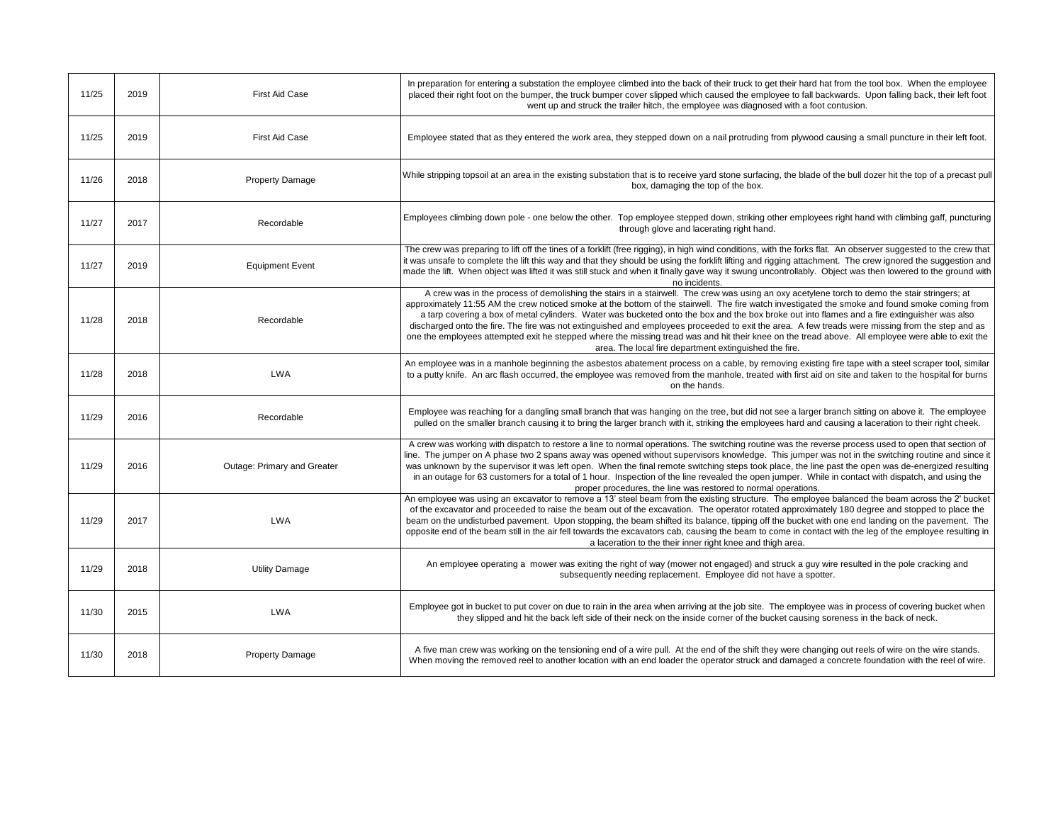| | | | |
|---|---|---|---|
| 11/25 | 2019 | First Aid Case | In preparation for entering a substation the employee climbed into the back of their truck to get their hard hat from the tool box. When the employee placed their right foot on the bumper, the truck bumper cover slipped which caused the employee to fall backwards. Upon falling back, their left foot went up and struck the trailer hitch, the employee was diagnosed with a foot contusion. |
| 11/25 | 2019 | First Aid Case | Employee stated that as they entered the work area, they stepped down on a nail protruding from plywood causing a small puncture in their left foot. |
| 11/26 | 2018 | Property Damage | While stripping topsoil at an area in the existing substation that is to receive yard stone surfacing, the blade of the bull dozer hit the top of a precast pull box, damaging the top of the box. |
| 11/27 | 2017 | Recordable | Employees climbing down pole - one below the other. Top employee stepped down, striking other employees right hand with climbing gaff, puncturing through glove and lacerating right hand. |
| 11/27 | 2019 | Equipment Event | The crew was preparing to lift off the tines of a forklift (free rigging), in high wind conditions, with the forks flat. An observer suggested to the crew that it was unsafe to complete the lift this way and that they should be using the forklift lifting and rigging attachment. The crew ignored the suggestion and made the lift. When object was lifted it was still stuck and when it finally gave way it swung uncontrollably. Object was then lowered to the ground with no incidents. |
| 11/28 | 2018 | Recordable | A crew was in the process of demolishing the stairs in a stairwell. The crew was using an oxy acetylene torch to demo the stair stringers; at approximately 11:55 AM the crew noticed smoke at the bottom of the stairwell. The fire watch investigated the smoke and found smoke coming from a tarp covering a box of metal cylinders. Water was bucketed onto the box and the box broke out into flames and a fire extinguisher was also discharged onto the fire. The fire was not extinguished and employees proceeded to exit the area. A few treads were missing from the step and as one the employees attempted exit he stepped where the missing tread was and hit their knee on the tread above. All employee were able to exit the area. The local fire department extinguished the fire. |
| 11/28 | 2018 | LWA | An employee was in a manhole beginning the asbestos abatement process on a cable, by removing existing fire tape with a steel scraper tool, similar to a putty knife. An arc flash occurred, the employee was removed from the manhole, treated with first aid on site and taken to the hospital for burns on the hands. |
| 11/29 | 2016 | Recordable | Employee was reaching for a dangling small branch that was hanging on the tree, but did not see a larger branch sitting on above it. The employee pulled on the smaller branch causing it to bring the larger branch with it, striking the employees hard and causing a laceration to their right cheek. |
| 11/29 | 2016 | Outage: Primary and Greater | A crew was working with dispatch to restore a line to normal operations. The switching routine was the reverse process used to open that section of line. The jumper on A phase two 2 spans away was opened without supervisors knowledge. This jumper was not in the switching routine and since it was unknown by the supervisor it was left open. When the final remote switching steps took place, the line past the open was de-energized resulting in an outage for 63 customers for a total of 1 hour. Inspection of the line revealed the open jumper. While in contact with dispatch, and using the proper procedures, the line was restored to normal operations. |
| 11/29 | 2017 | LWA | An employee was using an excavator to remove a 13' steel beam from the existing structure. The employee balanced the beam across the 2' bucket of the excavator and proceeded to raise the beam out of the excavation. The operator rotated approximately 180 degree and stopped to place the beam on the undisturbed pavement. Upon stopping, the beam shifted its balance, tipping off the bucket with one end landing on the pavement. The opposite end of the beam still in the air fell towards the excavators cab, causing the beam to come in contact with the leg of the employee resulting in a laceration to the their inner right knee and thigh area. |
| 11/29 | 2018 | Utility Damage | An employee operating a mower was exiting the right of way (mower not engaged) and struck a guy wire resulted in the pole cracking and subsequently needing replacement. Employee did not have a spotter. |
| 11/30 | 2015 | LWA | Employee got in bucket to put cover on due to rain in the area when arriving at the job site. The employee was in process of covering bucket when they slipped and hit the back left side of their neck on the inside corner of the bucket causing soreness in the back of neck. |
| 11/30 | 2018 | Property Damage | A five man crew was working on the tensioning end of a wire pull. At the end of the shift they were changing out reels of wire on the wire stands. When moving the removed reel to another location with an end loader the operator struck and damaged a concrete foundation with the reel of wire. |